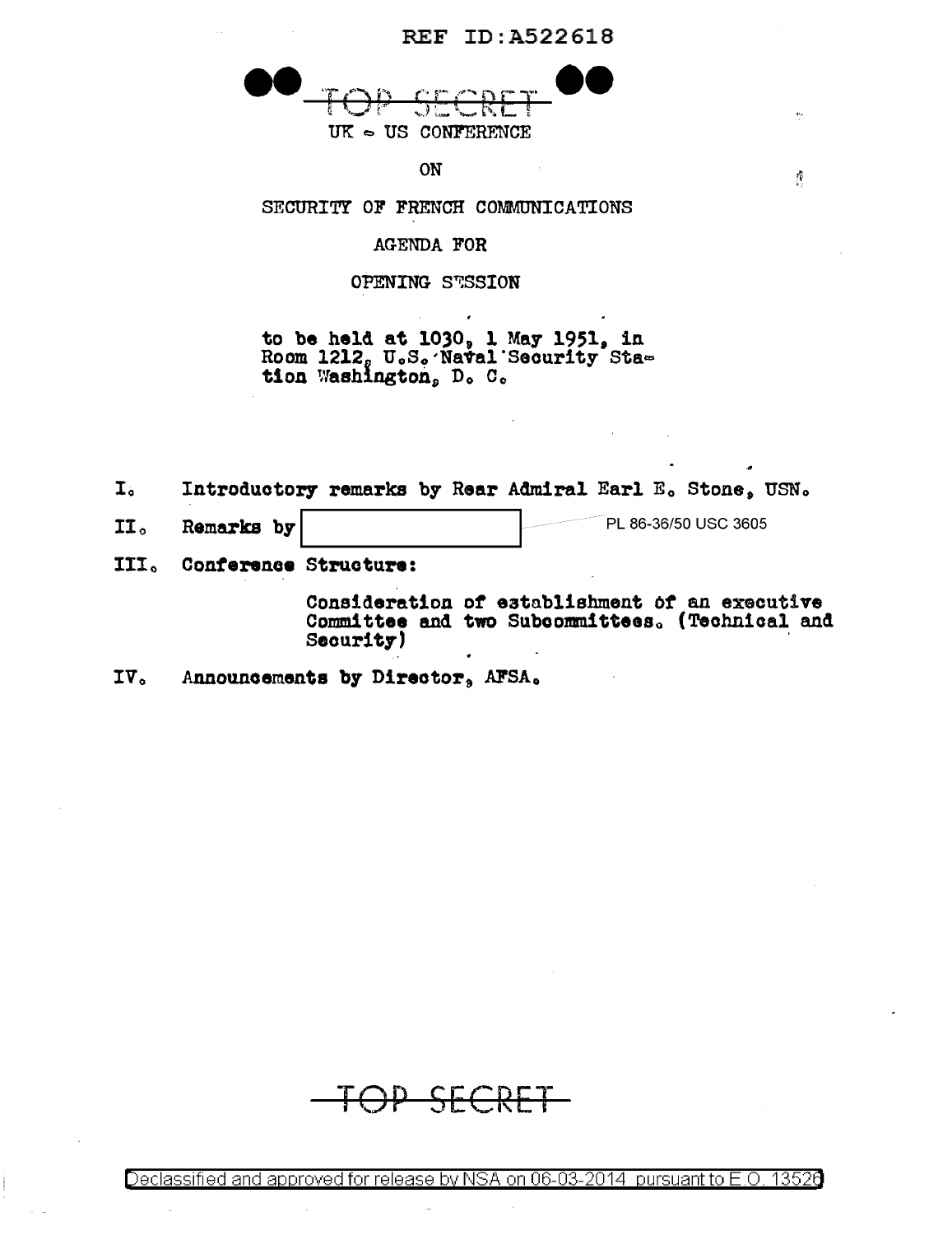REF ID:A522618

TOP SECRET

UK - US CONFERENCE

ON

SECURITY OF FRENCH COMMUNICATIONS

AGENDA FOR

OPENING SESSION

to be held at 1030, 1 May 1951, in Room 1212, U.S. Naval Security Station Washington, D. C.

I. Introductory remarks by Rear Admiral Earl E. Stone, USN.

II. Remarks by [redacted] PL 86-36/50 USC 3605

III. Conference Structure:

Consideration of establishment of an executive Committee and two Subcommittees. (Technical and Security)

IV. Announcements by Director, AFSA.

TOP SECRET

Declassified and approved for release by NSA on 06-03-2014 pursuant to E.O. 13526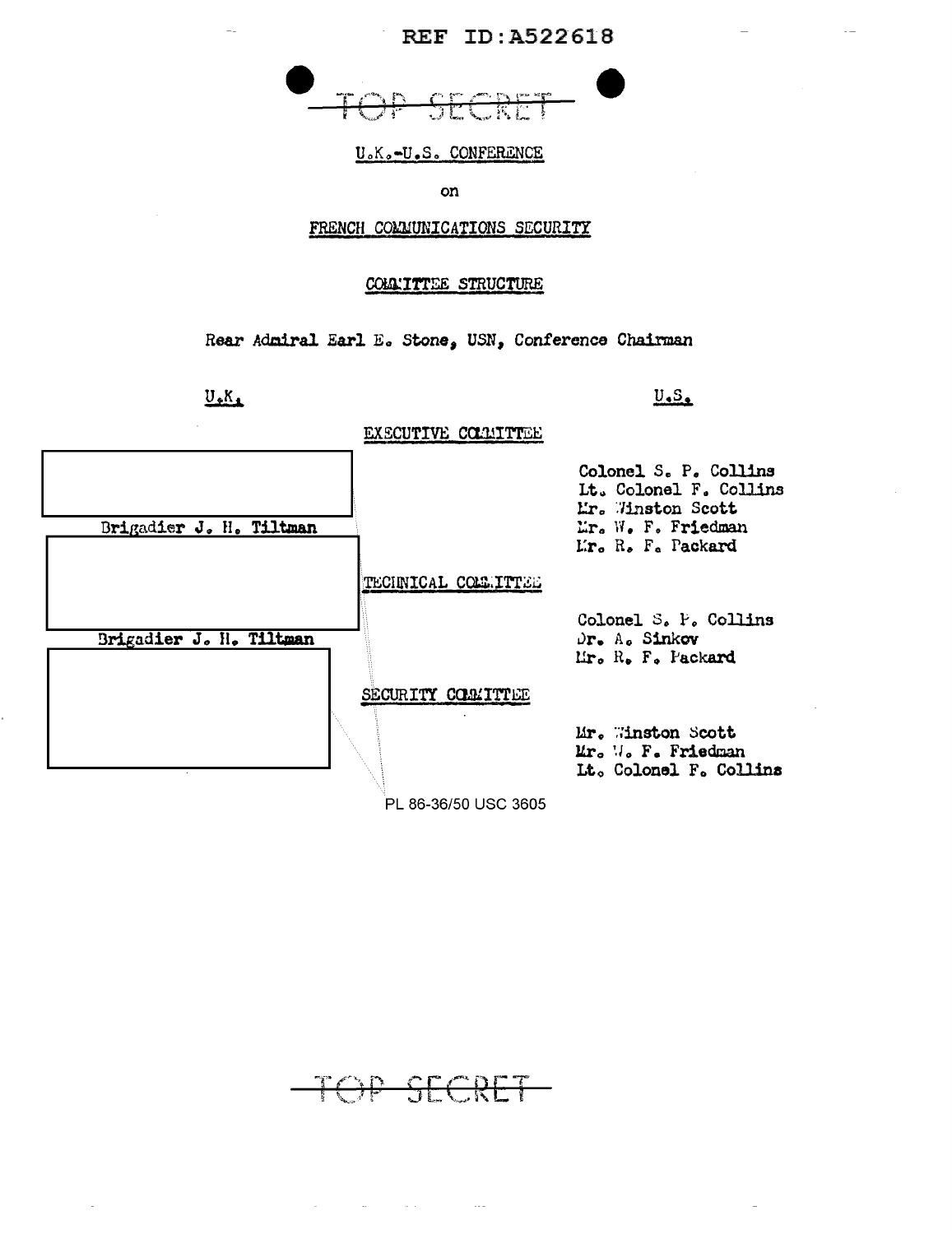TOP SECRET

U.K.-U.S. CONFERENCE

on

FRENCH COMMUNICATIONS SECURITY

COMMITTEE STRUCTURE

Rear Admiral Earl E. Stone, USN, Conference Chairman

| U.K. | | U.S. |
|---|---|---|
| | **EXECUTIVE COMMITTEE** | |
| [redacted] Brigadier J. H. Tiltman | | Colonel S. P. Collins<br>Lt. Colonel F. Collins<br>Mr. Winston Scott<br>Mr. W. F. Friedman<br>Mr. R. F. Packard |
| | **TECHNICAL COMMITTEE** | |
| [redacted] Brigadier J. H. Tiltman | | Colonel S. P. Collins<br>Dr. A. Sinkov<br>Mr. R. F. Packard |
| | **SECURITY COMMITTEE** | |
| [redacted] | | Mr. Winston Scott<br>Mr. W. F. Friedman<br>Lt. Colonel F. Collins |

PL 86-36/50 USC 3605

TOP SECRET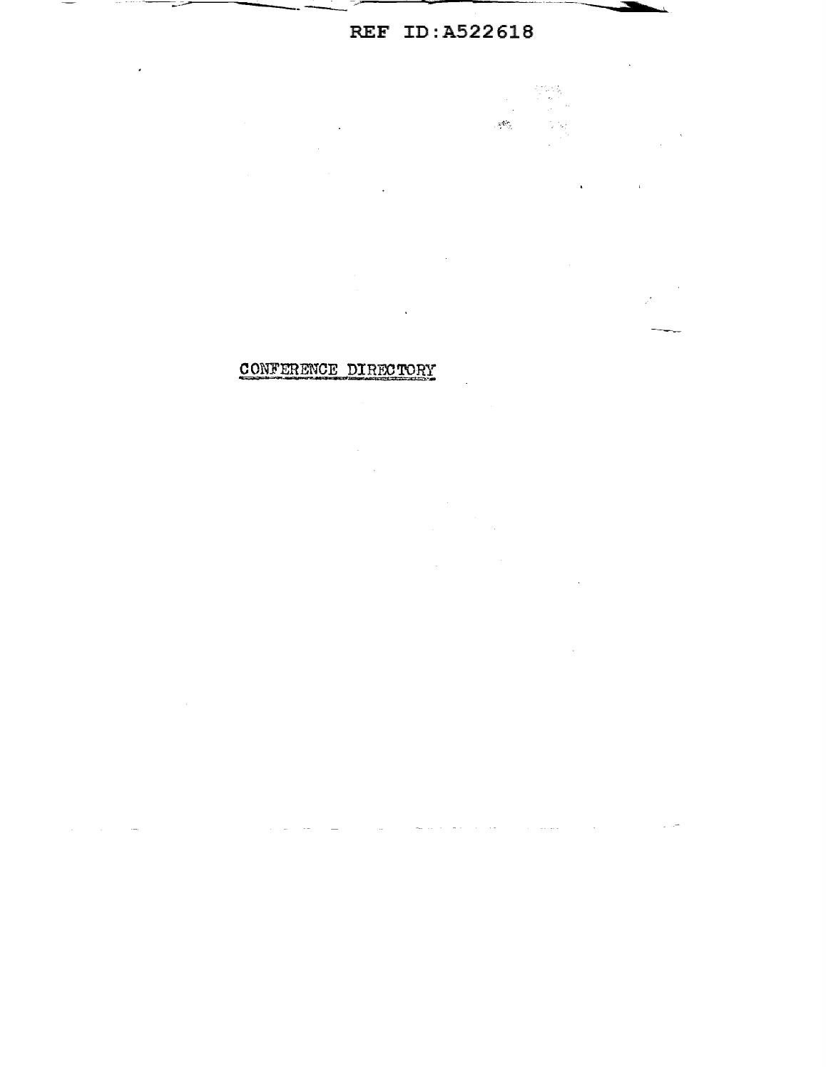CONFERENCE DIRECTORY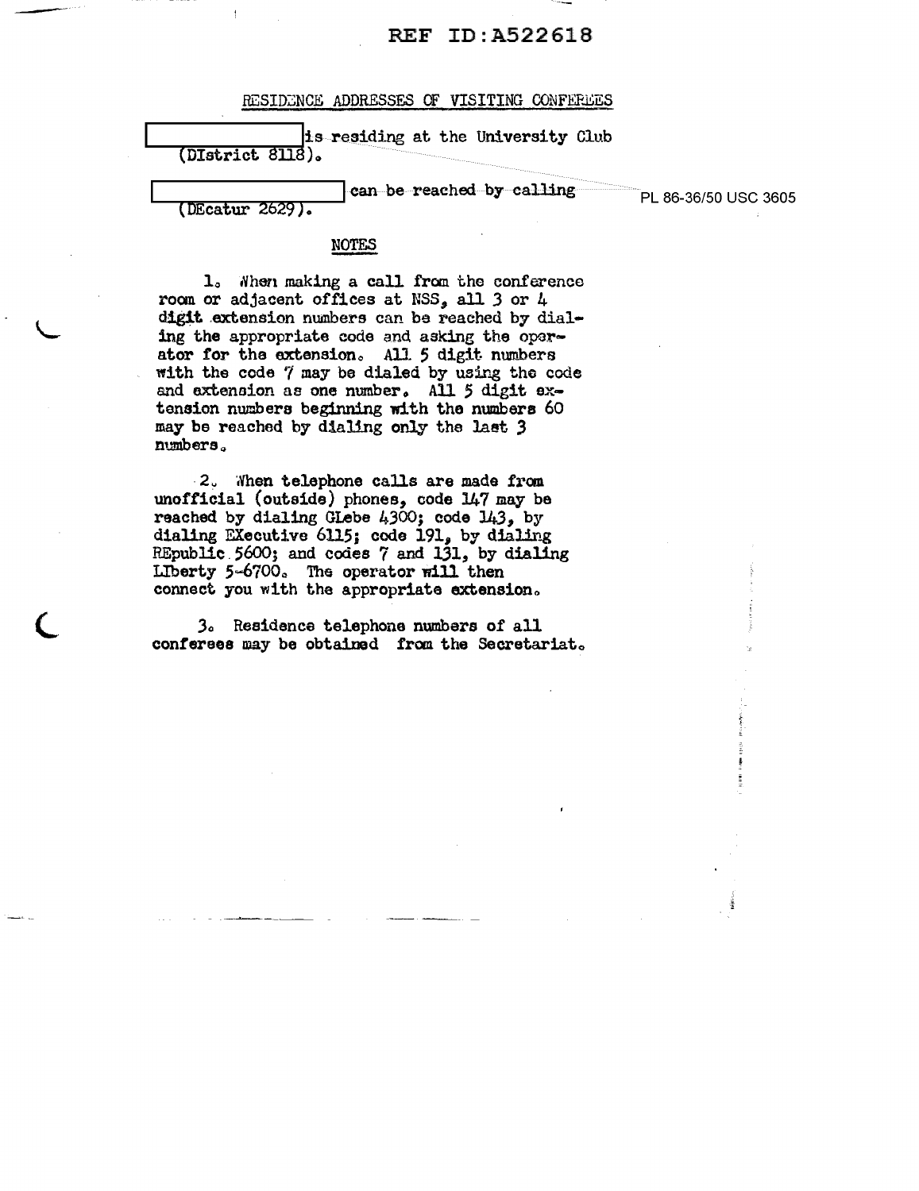REF ID:A522618

RESIDENCE ADDRESSES OF VISITING CONFEREES

[redacted] is residing at the University Club (DIstrict 8118).

[redacted] can be reached by calling (DEcatur 2629).

PL 86-36/50 USC 3605

NOTES

1. When making a call from the conference room or adjacent offices at NSS, all 3 or 4 digit extension numbers can be reached by dialing the appropriate code and asking the operator for the extension. All 5 digit numbers with the code 7 may be dialed by using the code and extension as one number. All 5 digit extension numbers beginning with the numbers 60 may be reached by dialing only the last 3 numbers.

2. When telephone calls are made from unofficial (outside) phones, code 147 may be reached by dialing GLebe 4300; code 143, by dialing EXecutive 6115; code 191, by dialing REpublic 5600; and codes 7 and 131, by dialing LIberty 5-6700. The operator will then connect you with the appropriate extension.

3. Residence telephone numbers of all conferees may be obtained from the Secretariat.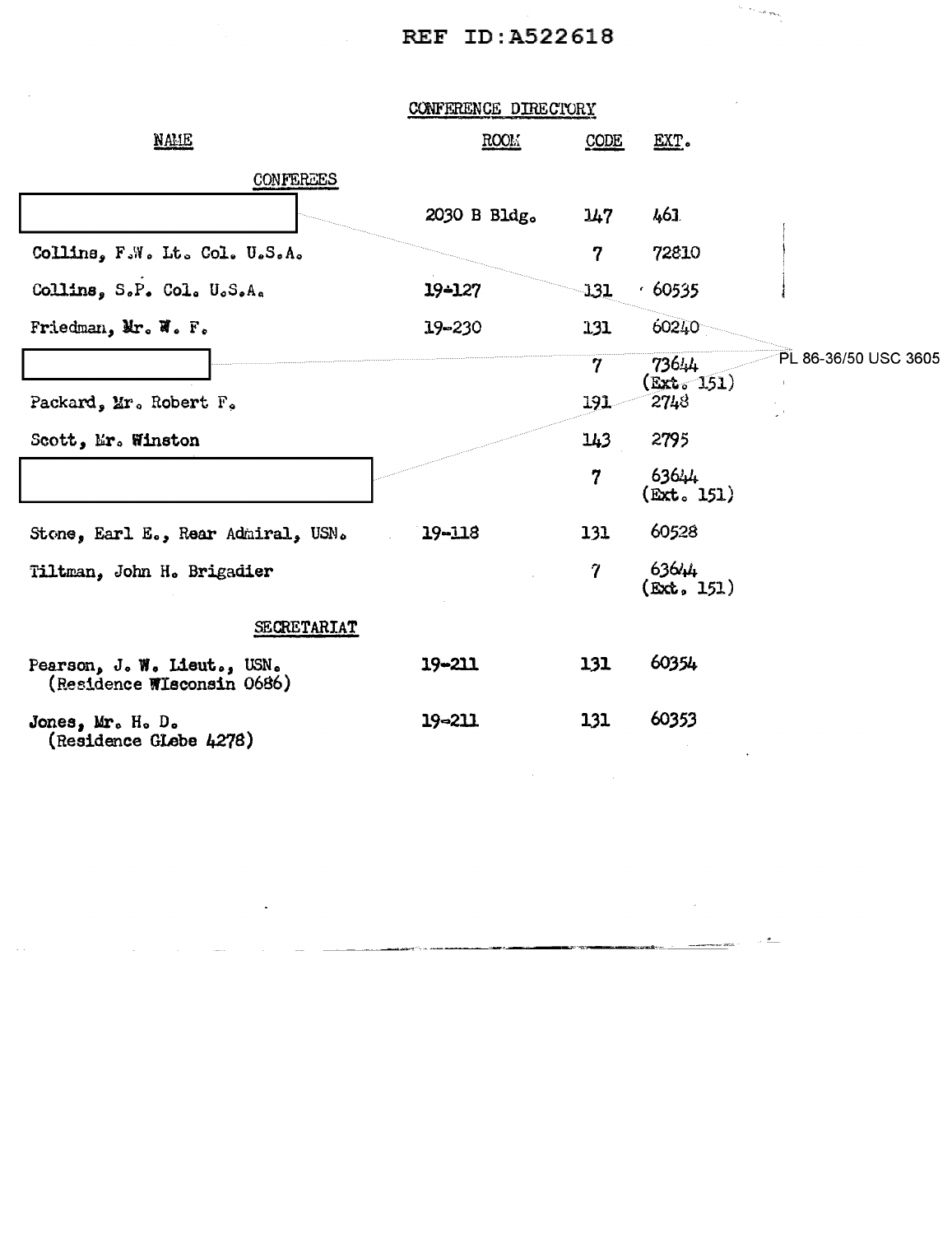REF ID:A522618

CONFERENCE DIRECTORY

| NAME | ROOM | CODE | EXT. |
|---|---|---|---|
| CONFEREES | | | |
| | 2030 B Bldg. | 147 | 461 |
| Collins, F.W. Lt. Col. U.S.A. | | 7 | 72810 |
| Collins, S.P. Col. U.S.A. | 19-127 | 131 | 60535 |
| Friedman, Mr. W. F. | 19-230 | 131 | 60240 |
| | | 7 | 73644 (Ext. 151) |
| Packard, Mr. Robert F. | | 191 | 2748 |
| Scott, Mr. Winston | | 143 | 2795 |
| | | 7 | 63644 (Ext. 151) |
| Stone, Earl E., Rear Admiral, USN. | 19-118 | 131 | 60528 |
| Tiltman, John H. Brigadier | | 7 | 63644 (Ext. 151) |
| SECRETARIAT | | | |
| Pearson, J. W. Lieut., USN. (Residence WIsconsin 0686) | 19-211 | 131 | 60354 |
| Jones, Mr. H. D. (Residence GLebe 4278) | 19-211 | 131 | 60353 |

PL 86-36/50 USC 3605